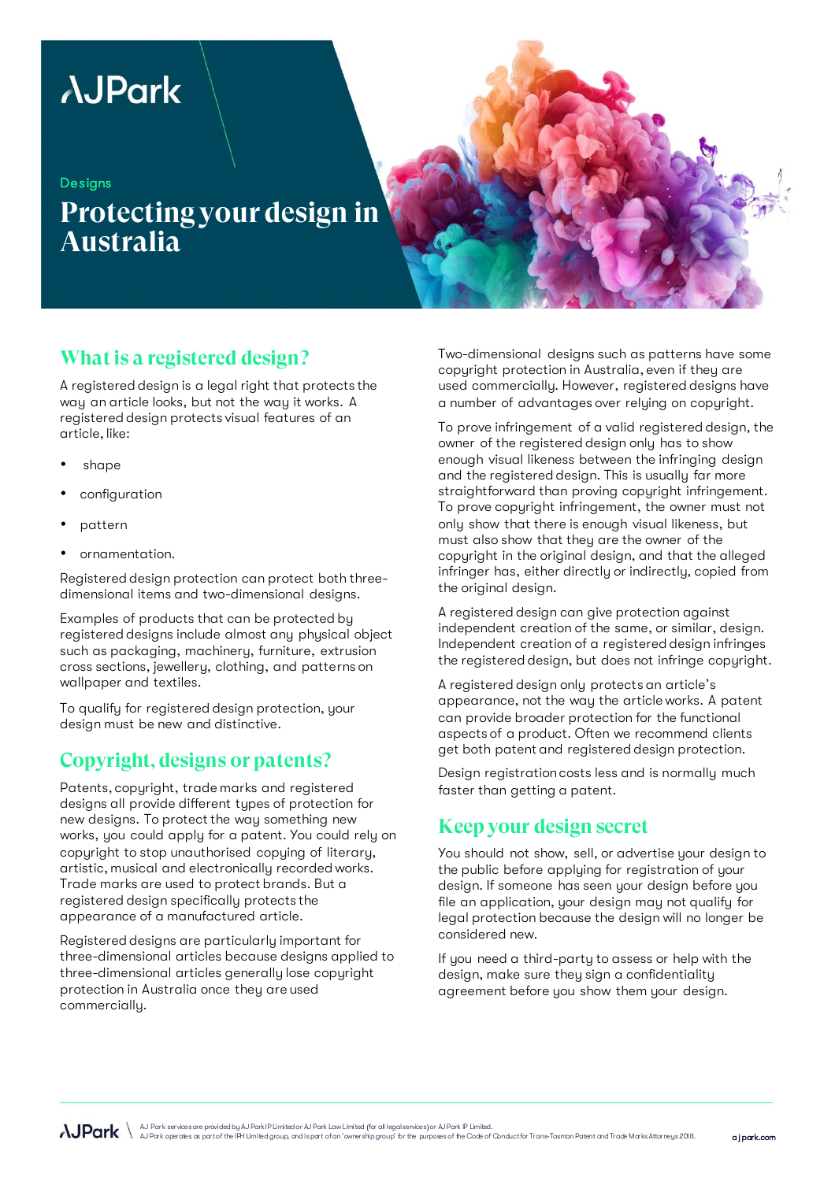AJPark

Designs

# Protecting your design in Australia

## What is a registered design?

A registered design is a legal right that protects the way an article looks, but not the way it works. A registered design protects visual features of an article, like:

- shape
- configuration
- pattern
- ornamentation.

Registered design protection can protect both three-dimensional items and two-dimensional designs.

Examples of products that can be protected by registered designs include almost any physical object such as packaging, machinery, furniture, extrusion cross sections, jewellery, clothing, and patterns on wallpaper and textiles.

To qualify for registered design protection, your design must be new and distinctive.

## Copyright, designs or patents?

Patents, copyright, trade marks and registered designs all provide different types of protection for new designs. To protect the way something new works, you could apply for a patent. You could rely on copyright to stop unauthorised copying of literary, artistic, musical and electronically recorded works. Trade marks are used to protect brands. But a registered design specifically protects the appearance of a manufactured article.

Registered designs are particularly important for three-dimensional articles because designs applied to three-dimensional articles generally lose copyright protection in Australia once they are used commercially.

Two-dimensional designs such as patterns have some copyright protection in Australia, even if they are used commercially. However, registered designs have a number of advantages over relying on copyright.

To prove infringement of a valid registered design, the owner of the registered design only has to show enough visual likeness between the infringing design and the registered design. This is usually far more straightforward than proving copyright infringement. To prove copyright infringement, the owner must not only show that there is enough visual likeness, but must also show that they are the owner of the copyright in the original design, and that the alleged infringer has, either directly or indirectly, copied from the original design.

A registered design can give protection against independent creation of the same, or similar, design. Independent creation of a registered design infringes the registered design, but does not infringe copyright.

A registered design only protects an article's appearance, not the way the article works. A patent can provide broader protection for the functional aspects of a product. Often we recommend clients get both patent and registered design protection.

Design registration costs less and is normally much faster than getting a patent.

## Keep your design secret

You should not show, sell, or advertise your design to the public before applying for registration of your design. If someone has seen your design before you file an application, your design may not qualify for legal protection because the design will no longer be considered new.

If you need a third-party to assess or help with the design, make sure they sign a confidentiality agreement before you show them your design.

AJ Park services are provided by AJ Park IP Limited or AJ Park Law Limited (for all legal services) or AJ Park IP Limited.
AJ Park operates as part of the IPH Limited group, and is part of an 'ownership group' for the purposes of the Code of Conduct for Trans-Tasman Patent and Trade Marks Attorneys 2018.

ajpark.com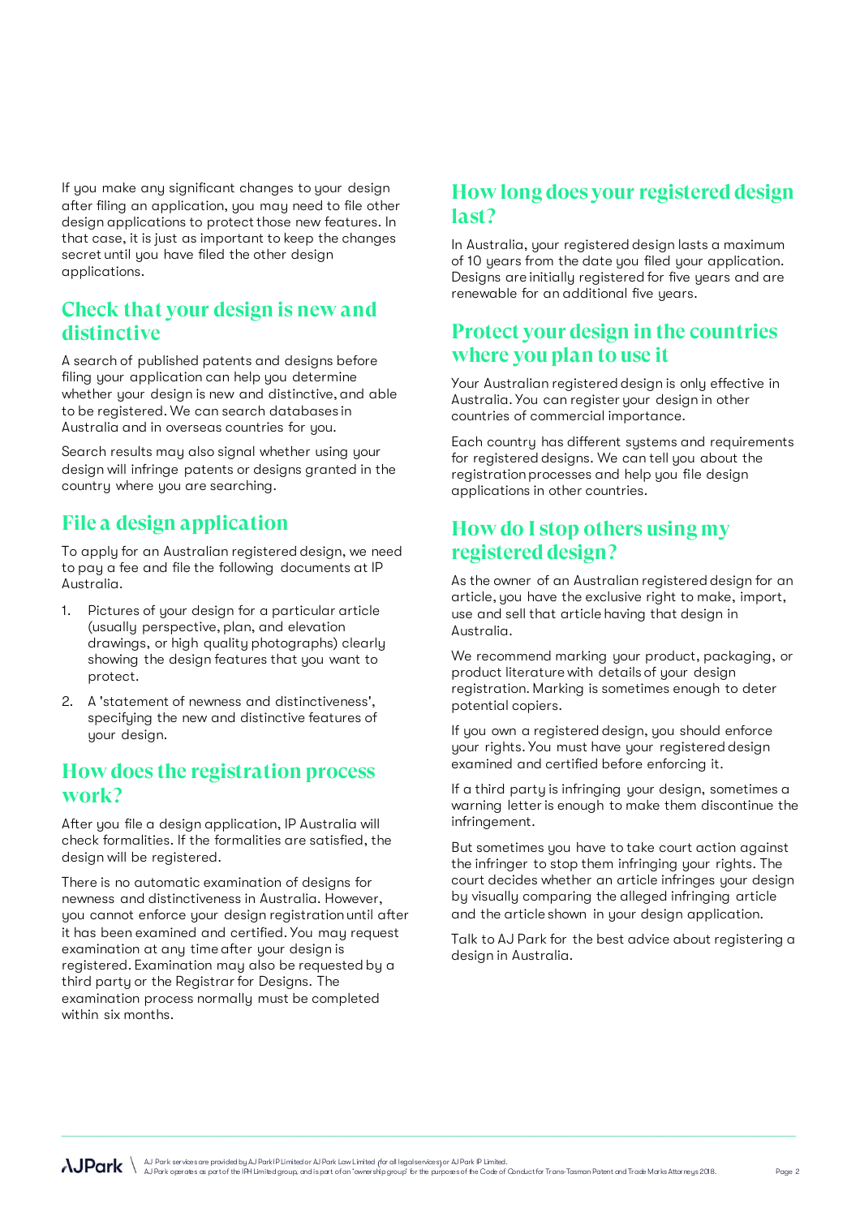If you make any significant changes to your design after filing an application, you may need to file other design applications to protect those new features. In that case, it is just as important to keep the changes secret until you have filed the other design applications.

## Check that your design is new and distinctive

A search of published patents and designs before filing your application can help you determine whether your design is new and distinctive, and able to be registered. We can search databases in Australia and in overseas countries for you.

Search results may also signal whether using your design will infringe patents or designs granted in the country where you are searching.

## File a design application

To apply for an Australian registered design, we need to pay a fee and file the following documents at IP Australia.

1. Pictures of your design for a particular article (usually perspective, plan, and elevation drawings, or high quality photographs) clearly showing the design features that you want to protect.
2. A 'statement of newness and distinctiveness', specifying the new and distinctive features of your design.

## How does the registration process work?

After you file a design application, IP Australia will check formalities. If the formalities are satisfied, the design will be registered.

There is no automatic examination of designs for newness and distinctiveness in Australia. However, you cannot enforce your design registration until after it has been examined and certified. You may request examination at any time after your design is registered. Examination may also be requested by a third party or the Registrar for Designs. The examination process normally must be completed within six months.

## How long does your registered design last?

In Australia, your registered design lasts a maximum of 10 years from the date you filed your application. Designs are initially registered for five years and are renewable for an additional five years.

## Protect your design in the countries where you plan to use it

Your Australian registered design is only effective in Australia. You can register your design in other countries of commercial importance.

Each country has different systems and requirements for registered designs. We can tell you about the registration processes and help you file design applications in other countries.

## How do I stop others using my registered design?

As the owner of an Australian registered design for an article, you have the exclusive right to make, import, use and sell that article having that design in Australia.

We recommend marking your product, packaging, or product literature with details of your design registration. Marking is sometimes enough to deter potential copiers.

If you own a registered design, you should enforce your rights. You must have your registered design examined and certified before enforcing it.

If a third party is infringing your design, sometimes a warning letter is enough to make them discontinue the infringement.

But sometimes you have to take court action against the infringer to stop them infringing your rights. The court decides whether an article infringes your design by visually comparing the alleged infringing article and the article shown in your design application.

Talk to AJ Park for the best advice about registering a design in Australia.

AJ Park services are provided by AJ Park IP Limited or AJ Park Law Limited (for all legal services) or AJ Park IP Limited.
AJ Park operates as part of the IPH Limited group, and is part of an 'ownership group' for the purposes of the Code of Conduct for Trans-Tasman Patent and Trade Marks Attorneys 2018.